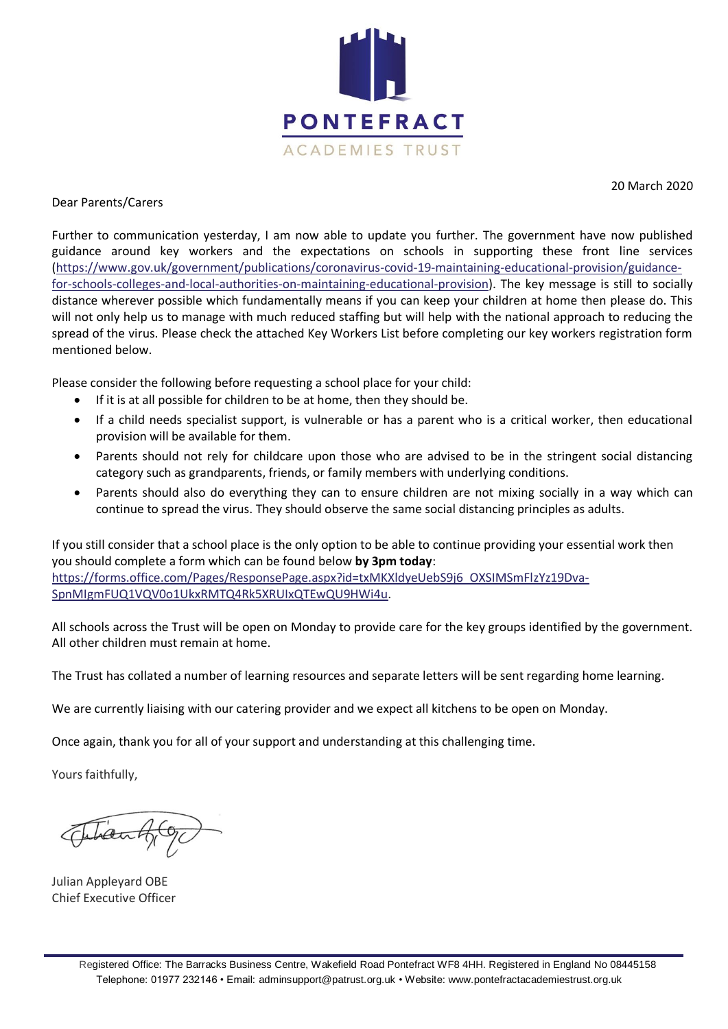PONTEFRACT

ACADEMIES TRUST

20 March 2020

Dear Parents/Carers

Further to communication yesterday, I am now able to update you further. The government have now published guidance around key workers and the expectations on schools in supporting these front line services (https://www.gov.uk/government/publications/coronavirus-covid-19-maintaining-educational-provision/guidance-for-schools-colleges-and-local-authorities-on-maintaining-educational-provision). The key message is still to socially distance wherever possible which fundamentally means if you can keep your children at home then please do. This will not only help us to manage with much reduced staffing but will help with the national approach to reducing the spread of the virus. Please check the attached Key Workers List before completing our key workers registration form mentioned below.

Please consider the following before requesting a school place for your child:

- If it is at all possible for children to be at home, then they should be.
- If a child needs specialist support, is vulnerable or has a parent who is a critical worker, then educational provision will be available for them.
- Parents should not rely for childcare upon those who are advised to be in the stringent social distancing category such as grandparents, friends, or family members with underlying conditions.
- Parents should also do everything they can to ensure children are not mixing socially in a way which can continue to spread the virus. They should observe the same social distancing principles as adults.

If you still consider that a school place is the only option to be able to continue providing your essential work then you should complete a form which can be found below **by 3pm today**:
https://forms.office.com/Pages/ResponsePage.aspx?id=txMKXldyeUebS9j6_OXSIMSmFlzYz19Dva-SpnMIgmFUQ1VQV0o1UkxRMTQ4Rk5XRUlxQTEwQU9HWi4u.

All schools across the Trust will be open on Monday to provide care for the key groups identified by the government. All other children must remain at home.

The Trust has collated a number of learning resources and separate letters will be sent regarding home learning.

We are currently liaising with our catering provider and we expect all kitchens to be open on Monday.

Once again, thank you for all of your support and understanding at this challenging time.

Yours faithfully,

Julian Appleyard OBE
Chief Executive Officer

Registered Office: The Barracks Business Centre, Wakefield Road Pontefract WF8 4HH. Registered in England No 08445158
Telephone: 01977 232146 • Email: adminsupport@patrust.org.uk • Website: www.pontefractacademiestrust.org.uk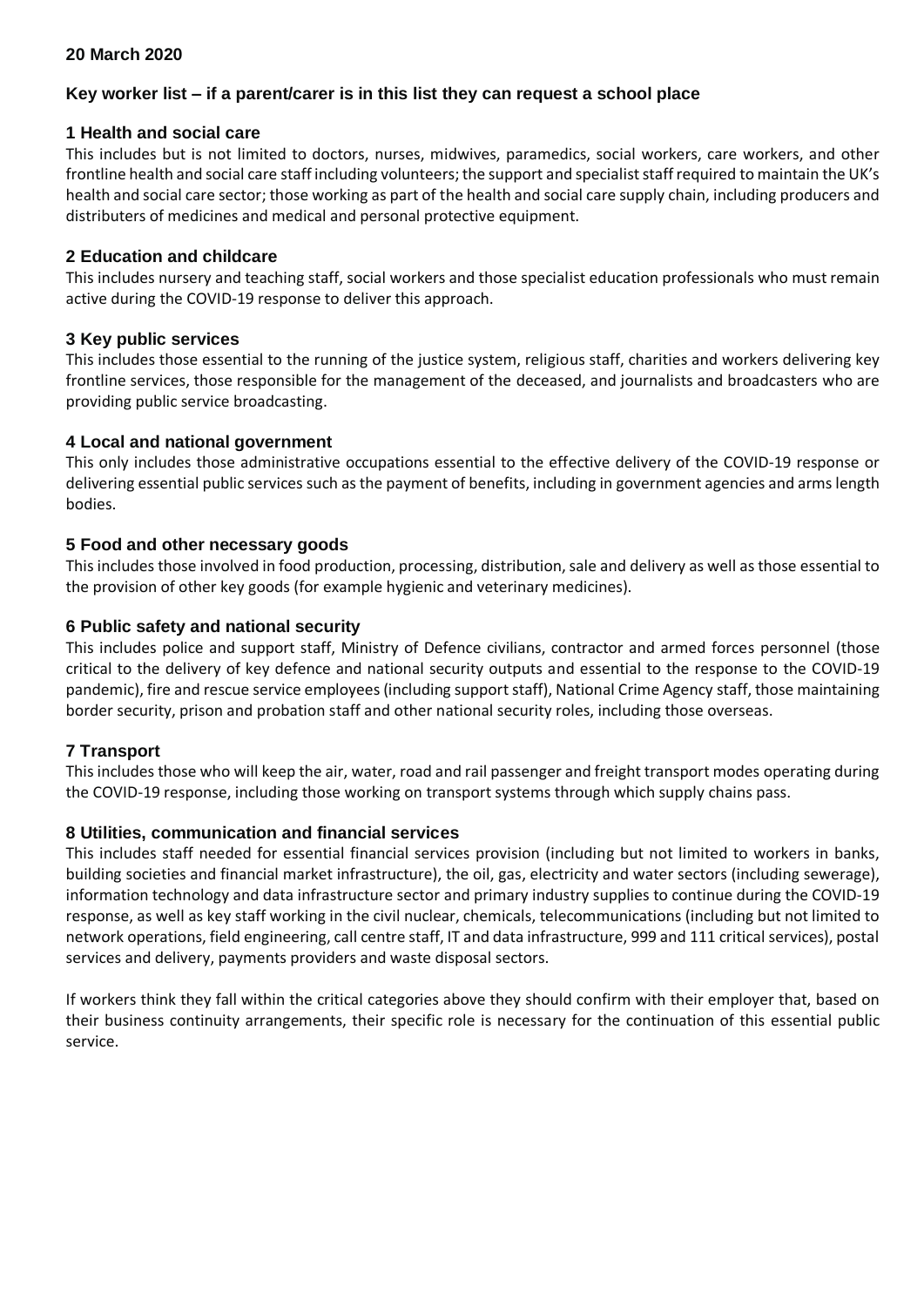**20 March 2020**

## Key worker list – if a parent/carer is in this list they can request a school place

### 1 Health and social care

This includes but is not limited to doctors, nurses, midwives, paramedics, social workers, care workers, and other frontline health and social care staff including volunteers; the support and specialist staff required to maintain the UK's health and social care sector; those working as part of the health and social care supply chain, including producers and distributers of medicines and medical and personal protective equipment.

### 2 Education and childcare

This includes nursery and teaching staff, social workers and those specialist education professionals who must remain active during the COVID-19 response to deliver this approach.

### 3 Key public services

This includes those essential to the running of the justice system, religious staff, charities and workers delivering key frontline services, those responsible for the management of the deceased, and journalists and broadcasters who are providing public service broadcasting.

### 4 Local and national government

This only includes those administrative occupations essential to the effective delivery of the COVID-19 response or delivering essential public services such as the payment of benefits, including in government agencies and arms length bodies.

### 5 Food and other necessary goods

This includes those involved in food production, processing, distribution, sale and delivery as well as those essential to the provision of other key goods (for example hygienic and veterinary medicines).

### 6 Public safety and national security

This includes police and support staff, Ministry of Defence civilians, contractor and armed forces personnel (those critical to the delivery of key defence and national security outputs and essential to the response to the COVID-19 pandemic), fire and rescue service employees (including support staff), National Crime Agency staff, those maintaining border security, prison and probation staff and other national security roles, including those overseas.

### 7 Transport

This includes those who will keep the air, water, road and rail passenger and freight transport modes operating during the COVID-19 response, including those working on transport systems through which supply chains pass.

### 8 Utilities, communication and financial services

This includes staff needed for essential financial services provision (including but not limited to workers in banks, building societies and financial market infrastructure), the oil, gas, electricity and water sectors (including sewerage), information technology and data infrastructure sector and primary industry supplies to continue during the COVID-19 response, as well as key staff working in the civil nuclear, chemicals, telecommunications (including but not limited to network operations, field engineering, call centre staff, IT and data infrastructure, 999 and 111 critical services), postal services and delivery, payments providers and waste disposal sectors.

If workers think they fall within the critical categories above they should confirm with their employer that, based on their business continuity arrangements, their specific role is necessary for the continuation of this essential public service.